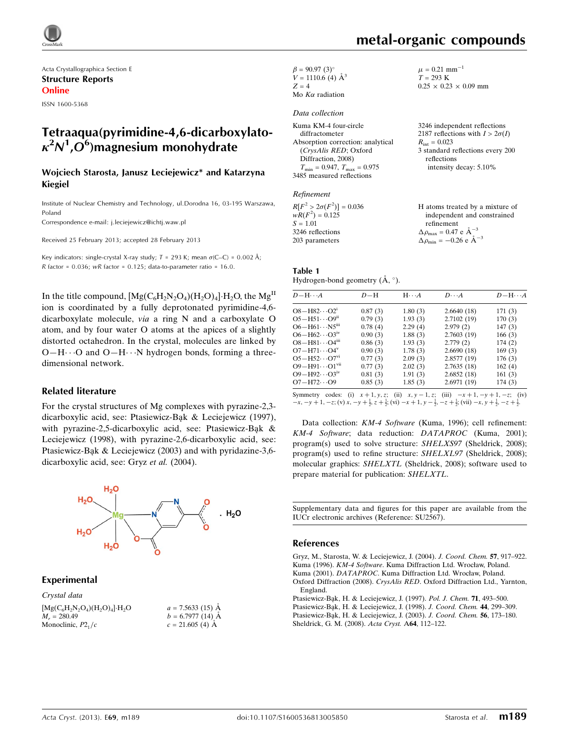# metal-organic compounds

Acta Crystallographica Section E
**Structure Reports Online**
ISSN 1600-5368

# Tetraaqua(pyrimidine-4,6-dicarboxylato-$\kappa^2N^1,O^6$)magnesium monohydrate

**Wojciech Starosta, Janusz Leciejewicz* and Katarzyna Kiegiel**

Institute of Nuclear Chemistry and Technology, ul.Dorodna 16, 03-195 Warszawa, Poland
Correspondence e-mail: j.leciejewicz@ichtj.waw.pl

Received 25 February 2013; accepted 28 February 2013

Key indicators: single-crystal X-ray study; $T$ = 293 K; mean $\sigma$(C–C) = 0.002 Å; $R$ factor = 0.036; $wR$ factor = 0.125; data-to-parameter ratio = 16.0.

In the title compound, $[Mg(C_6H_2N_2O_4)(H_2O)_4]\cdot H_2O$, the $Mg^{II}$ ion is coordinated by a fully deprotonated pyrimidine-4,6-dicarboxylate molecule, *via* a ring N and a carboxylate O atom, and by four water O atoms at the apices of a slightly distorted octahedron. In the crystal, molecules are linked by O—H···O and O—H···N hydrogen bonds, forming a three-dimensional network.

## Related literature

For the crystal structures of Mg complexes with pyrazine-2,3-dicarboxylic acid, see: Ptasiewicz-Bąk & Leciejewicz (1997), with pyrazine-2,5-dicarboxylic acid, see: Ptasiewicz-Bąk & Leciejewicz (1998), with pyrazine-2,6-dicarboxylic acid, see: Ptasiewicz-Bąk & Leciejewicz (2003) and with pyridazine-3,6-dicarboxylic acid, see: Gryz *et al.* (2004).

## Experimental

### Crystal data

$[Mg(C_6H_2N_2O_4)(H_2O)_4]\cdot H_2O$
$M_r$ = 280.49
Monoclinic, $P2_1/c$
$a$ = 7.5633 (15) Å
$b$ = 6.7977 (14) Å
$c$ = 21.605 (4) Å
$\beta$ = 90.97 (3)°
$V$ = 1110.6 (4) Å$^3$
$Z$ = 4
Mo $K\alpha$ radiation
$\mu$ = 0.21 mm$^{-1}$
$T$ = 293 K
0.25 × 0.23 × 0.09 mm

### Data collection

Kuma KM-4 four-circle diffractometer
Absorption correction: analytical (*CrysAlis RED*; Oxford Diffraction, 2008)
$T_{min}$ = 0.947, $T_{max}$ = 0.975
3485 measured reflections
3246 independent reflections
2187 reflections with $I > 2\sigma(I)$
$R_{int}$ = 0.023
3 standard reflections every 200 reflections
intensity decay: 5.10%

### Refinement

$R[F^2 > 2\sigma(F^2)]$ = 0.036
$wR(F^2)$ = 0.125
$S$ = 1.01
3246 reflections
203 parameters
H atoms treated by a mixture of independent and constrained refinement
$\Delta\rho_{max}$ = 0.47 e Å$^{-3}$
$\Delta\rho_{min}$ = −0.26 e Å$^{-3}$

**Table 1**
Hydrogen-bond geometry (Å, °).

| $D$—H···$A$ | $D$—H | H···$A$ | $D$···$A$ | $D$—H···$A$ |
|---|---|---|---|---|
| O8—H82···O2$^{i}$ | 0.87 (3) | 1.80 (3) | 2.6640 (18) | 171 (3) |
| O5—H51···O9$^{ii}$ | 0.79 (3) | 1.93 (3) | 2.7102 (19) | 170 (3) |
| O6—H61···N5$^{iii}$ | 0.78 (4) | 2.29 (4) | 2.979 (2) | 147 (3) |
| O6—H62···O3$^{iv}$ | 0.90 (3) | 1.88 (3) | 2.7603 (19) | 166 (3) |
| O8—H81···O4$^{iii}$ | 0.86 (3) | 1.93 (3) | 2.779 (2) | 174 (2) |
| O7—H71···O4$^{v}$ | 0.90 (3) | 1.78 (3) | 2.6690 (18) | 169 (3) |
| O5—H52···O7$^{vi}$ | 0.77 (3) | 2.09 (3) | 2.8577 (19) | 176 (3) |
| O9—H91···O1$^{vii}$ | 0.77 (3) | 2.02 (3) | 2.7635 (18) | 162 (4) |
| O9—H92···O3$^{iv}$ | 0.81 (3) | 1.91 (3) | 2.6852 (18) | 161 (3) |
| O7—H72···O9 | 0.85 (3) | 1.85 (3) | 2.6971 (19) | 174 (3) |

Symmetry codes: (i) $x+1, y, z$; (ii) $x, y-1, z$; (iii) $-x+1, -y+1, -z$; (iv) $-x, -y+1, -z$; (v) $x, -y+\frac{1}{2}, z+\frac{1}{2}$; (vi) $-x+1, y-\frac{1}{2}, -z+\frac{1}{2}$; (vii) $-x, y+\frac{1}{2}, -z+\frac{1}{2}$.

Data collection: *KM-4 Software* (Kuma, 1996); cell refinement: *KM-4 Software*; data reduction: *DATAPROC* (Kuma, 2001); program(s) used to solve structure: *SHELXS97* (Sheldrick, 2008); program(s) used to refine structure: *SHELXL97* (Sheldrick, 2008); molecular graphics: *SHELXTL* (Sheldrick, 2008); software used to prepare material for publication: *SHELXTL*.

Supplementary data and figures for this paper are available from the IUCr electronic archives (Reference: SU2567).

## References

Gryz, M., Starosta, W. & Leciejewicz, J. (2004). *J. Coord. Chem.* **57**, 917–922.
Kuma (1996). *KM-4 Software*. Kuma Diffraction Ltd. Wrocław, Poland.
Kuma (2001). *DATAPROC*. Kuma Diffraction Ltd. Wrocław, Poland.
Oxford Diffraction (2008). *CrysAlis RED*. Oxford Diffraction Ltd., Yarnton, England.
Ptasiewicz-Bąk, H. & Leciejewicz, J. (1997). *Pol. J. Chem.* **71**, 493–500.
Ptasiewicz-Bąk, H. & Leciejewicz, J. (1998). *J. Coord. Chem.* **44**, 299–309.
Ptasiewicz-Bąk, H. & Leciejewicz, J. (2003). *J. Coord. Chem.* **56**, 173–180.
Sheldrick, G. M. (2008). *Acta Cryst.* A**64**, 112–122.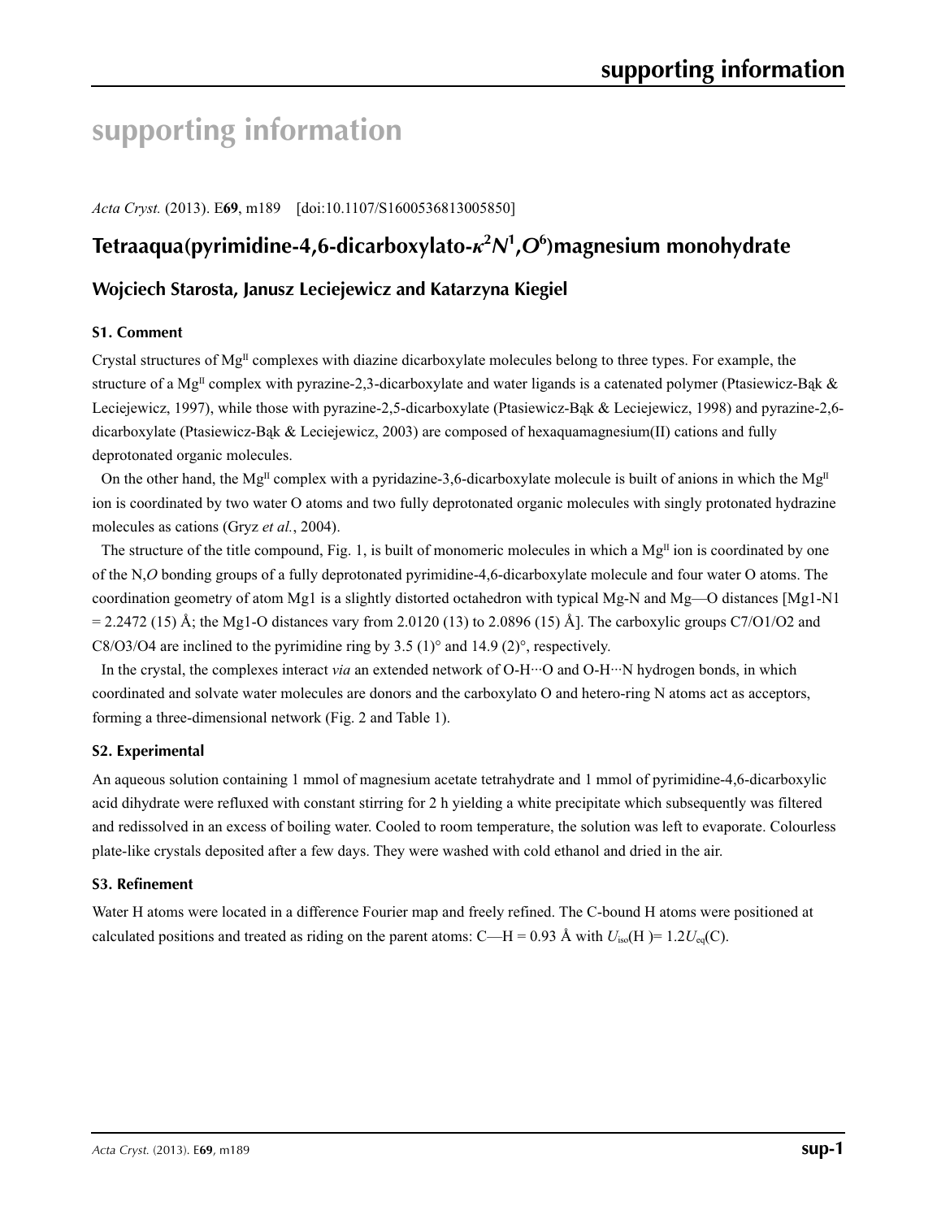# supporting information

*Acta Cryst.* (2013). E**69**, m189 [doi:10.1107/S1600536813005850]

## Tetraaqua(pyrimidine-4,6-dicarboxylato-$\kappa^2N^1,O^6$)magnesium monohydrate

### Wojciech Starosta, Janusz Leciejewicz and Katarzyna Kiegiel

### S1. Comment

Crystal structures of $Mg^{II}$ complexes with diazine dicarboxylate molecules belong to three types. For example, the structure of a $Mg^{II}$ complex with pyrazine-2,3-dicarboxylate and water ligands is a catenated polymer (Ptasiewicz-Bąk & Leciejewicz, 1997), while those with pyrazine-2,5-dicarboxylate (Ptasiewicz-Bąk & Leciejewicz, 1998) and pyrazine-2,6-dicarboxylate (Ptasiewicz-Bąk & Leciejewicz, 2003) are composed of hexaquamagnesium(II) cations and fully deprotonated organic molecules.

On the other hand, the $Mg^{II}$ complex with a pyridazine-3,6-dicarboxylate molecule is built of anions in which the $Mg^{II}$ ion is coordinated by two water O atoms and two fully deprotonated organic molecules with singly protonated hydrazine molecules as cations (Gryz *et al.*, 2004).

The structure of the title compound, Fig. 1, is built of monomeric molecules in which a $Mg^{II}$ ion is coordinated by one of the N,*O* bonding groups of a fully deprotonated pyrimidine-4,6-dicarboxylate molecule and four water O atoms. The coordination geometry of atom Mg1 is a slightly distorted octahedron with typical Mg-N and Mg—O distances [Mg1-N1 = 2.2472 (15) Å; the Mg1-O distances vary from 2.0120 (13) to 2.0896 (15) Å]. The carboxylic groups C7/O1/O2 and C8/O3/O4 are inclined to the pyrimidine ring by 3.5 (1)° and 14.9 (2)°, respectively.

In the crystal, the complexes interact *via* an extended network of O-H···O and O-H···N hydrogen bonds, in which coordinated and solvate water molecules are donors and the carboxylato O and hetero-ring N atoms act as acceptors, forming a three-dimensional network (Fig. 2 and Table 1).

### S2. Experimental

An aqueous solution containing 1 mmol of magnesium acetate tetrahydrate and 1 mmol of pyrimidine-4,6-dicarboxylic acid dihydrate were refluxed with constant stirring for 2 h yielding a white precipitate which subsequently was filtered and redissolved in an excess of boiling water. Cooled to room temperature, the solution was left to evaporate. Colourless plate-like crystals deposited after a few days. They were washed with cold ethanol and dried in the air.

### S3. Refinement

Water H atoms were located in a difference Fourier map and freely refined. The C-bound H atoms were positioned at calculated positions and treated as riding on the parent atoms: C—H = 0.93 Å with $U_{iso}$(H )= 1.2$U_{eq}$(C).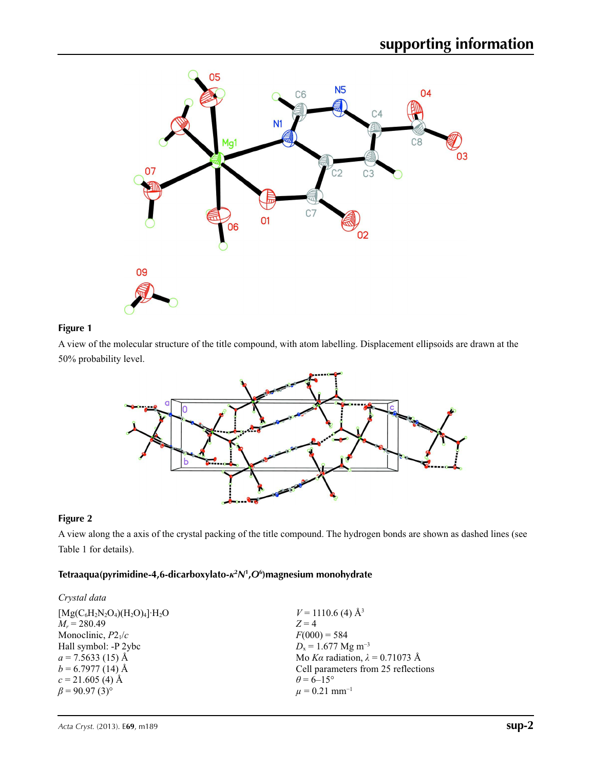**Figure 1**

A view of the molecular structure of the title compound, with atom labelling. Displacement ellipsoids are drawn at the 50% probability level.

**Figure 2**

A view along the a axis of the crystal packing of the title compound. The hydrogen bonds are shown as dashed lines (see Table 1 for details).

### Tetraaqua(pyrimidine-4,6-dicarboxylato-$\kappa^2N^1,O^6$)magnesium monohydrate

*Crystal data*

$[Mg(C_6H_2N_2O_4)(H_2O)_4]\cdot H_2O$
$M_r = 280.49$
Monoclinic, $P2_1/c$
Hall symbol: -P 2ybc
$a = 7.5633$ (15) Å
$b = 6.7977$ (14) Å
$c = 21.605$ (4) Å
$\beta = 90.97$ (3)°
$V = 1110.6$ (4) Å$^3$
$Z = 4$
$F(000) = 584$
$D_x = 1.677$ Mg m$^{-3}$
Mo $K\alpha$ radiation, $\lambda = 0.71073$ Å
Cell parameters from 25 reflections
$\theta = 6$–15°
$\mu = 0.21$ mm$^{-1}$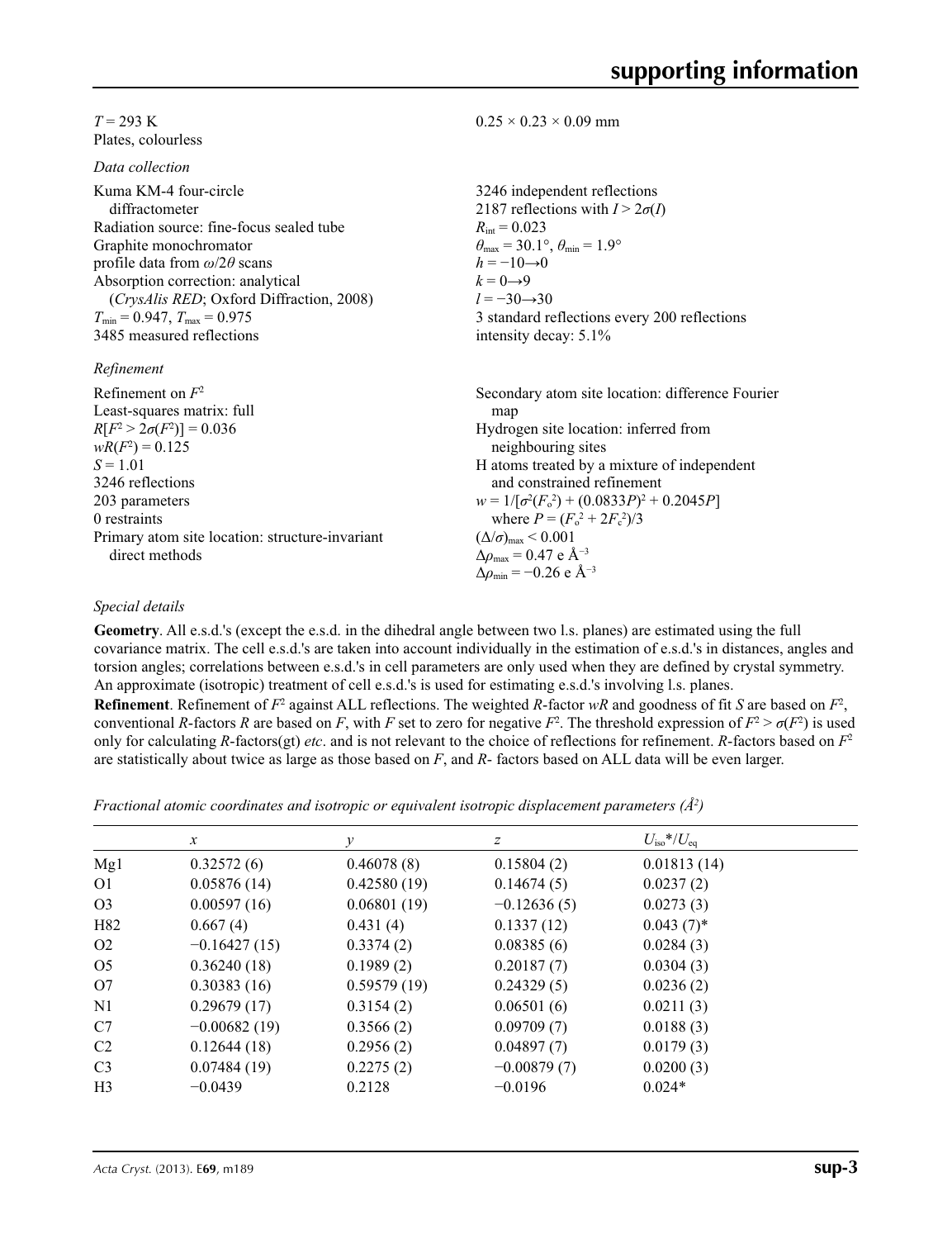$T$ = 293 K
Plates, colourless

$0.25 \times 0.23 \times 0.09$ mm

*Data collection*

Kuma KM-4 four-circle diffractometer
Radiation source: fine-focus sealed tube
Graphite monochromator
profile data from $\omega/2\theta$ scans
Absorption correction: analytical (*CrysAlis RED*; Oxford Diffraction, 2008)
$T_{min}$ = 0.947, $T_{max}$ = 0.975
3485 measured reflections

3246 independent reflections
2187 reflections with $I > 2\sigma(I)$
$R_{int}$ = 0.023
$\theta_{max}$ = 30.1°, $\theta_{min}$ = 1.9°
$h = -10 \rightarrow 0$
$k = 0 \rightarrow 9$
$l = -30 \rightarrow 30$
3 standard reflections every 200 reflections
intensity decay: 5.1%

*Refinement*

Refinement on $F^2$
Least-squares matrix: full
$R[F^2 > 2\sigma(F^2)]$ = 0.036
$wR(F^2)$ = 0.125
$S$ = 1.01
3246 reflections
203 parameters
0 restraints
Primary atom site location: structure-invariant direct methods

Secondary atom site location: difference Fourier map
Hydrogen site location: inferred from neighbouring sites
H atoms treated by a mixture of independent and constrained refinement
$w = 1/[\sigma^2(F_o^2) + (0.0833P)^2 + 0.2045P]$ where $P = (F_o^2 + 2F_c^2)/3$
$(\Delta/\sigma)_{max} < 0.001$
$\Delta\rho_{max}$ = 0.47 e Å$^{-3}$
$\Delta\rho_{min}$ = −0.26 e Å$^{-3}$

*Special details*

**Geometry**. All e.s.d.'s (except the e.s.d. in the dihedral angle between two l.s. planes) are estimated using the full covariance matrix. The cell e.s.d.'s are taken into account individually in the estimation of e.s.d.'s in distances, angles and torsion angles; correlations between e.s.d.'s in cell parameters are only used when they are defined by crystal symmetry. An approximate (isotropic) treatment of cell e.s.d.'s is used for estimating e.s.d.'s involving l.s. planes.

**Refinement**. Refinement of $F^2$ against ALL reflections. The weighted $R$-factor $wR$ and goodness of fit $S$ are based on $F^2$, conventional $R$-factors $R$ are based on $F$, with $F$ set to zero for negative $F^2$. The threshold expression of $F^2 > \sigma(F^2)$ is used only for calculating $R$-factors(gt) *etc*. and is not relevant to the choice of reflections for refinement. $R$-factors based on $F^2$ are statistically about twice as large as those based on $F$, and $R$- factors based on ALL data will be even larger.

*Fractional atomic coordinates and isotropic or equivalent isotropic displacement parameters (Å$^2$)*

| | $x$ | $y$ | $z$ | $U_{iso}$\*/$U_{eq}$ |
|---|---|---|---|---|
| Mg1 | 0.32572 (6) | 0.46078 (8) | 0.15804 (2) | 0.01813 (14) |
| O1 | 0.05876 (14) | 0.42580 (19) | 0.14674 (5) | 0.0237 (2) |
| O3 | 0.00597 (16) | 0.06801 (19) | −0.12636 (5) | 0.0273 (3) |
| H82 | 0.667 (4) | 0.431 (4) | 0.1337 (12) | 0.043 (7)* |
| O2 | −0.16427 (15) | 0.3374 (2) | 0.08385 (6) | 0.0284 (3) |
| O5 | 0.36240 (18) | 0.1989 (2) | 0.20187 (7) | 0.0304 (3) |
| O7 | 0.30383 (16) | 0.59579 (19) | 0.24329 (5) | 0.0236 (2) |
| N1 | 0.29679 (17) | 0.3154 (2) | 0.06501 (6) | 0.0211 (3) |
| C7 | −0.00682 (19) | 0.3566 (2) | 0.09709 (7) | 0.0188 (3) |
| C2 | 0.12644 (18) | 0.2956 (2) | 0.04897 (7) | 0.0179 (3) |
| C3 | 0.07484 (19) | 0.2275 (2) | −0.00879 (7) | 0.0200 (3) |
| H3 | −0.0439 | 0.2128 | −0.0196 | 0.024* |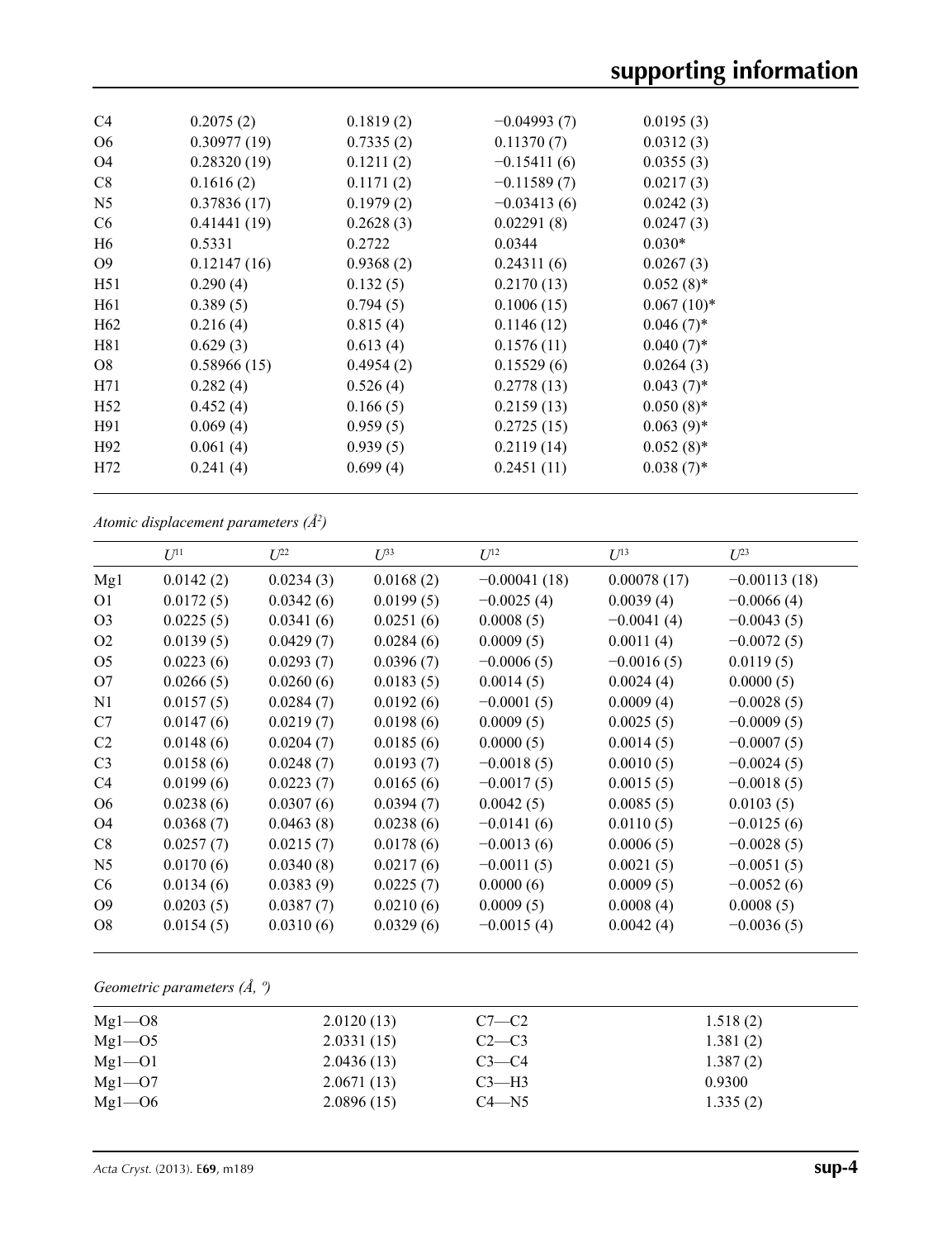| | | | | |
|---|---|---|---|---|
| C4 | 0.2075 (2) | 0.1819 (2) | −0.04993 (7) | 0.0195 (3) |
| O6 | 0.30977 (19) | 0.7335 (2) | 0.11370 (7) | 0.0312 (3) |
| O4 | 0.28320 (19) | 0.1211 (2) | −0.15411 (6) | 0.0355 (3) |
| C8 | 0.1616 (2) | 0.1171 (2) | −0.11589 (7) | 0.0217 (3) |
| N5 | 0.37836 (17) | 0.1979 (2) | −0.03413 (6) | 0.0242 (3) |
| C6 | 0.41441 (19) | 0.2628 (3) | 0.02291 (8) | 0.0247 (3) |
| H6 | 0.5331 | 0.2722 | 0.0344 | 0.030* |
| O9 | 0.12147 (16) | 0.9368 (2) | 0.24311 (6) | 0.0267 (3) |
| H51 | 0.290 (4) | 0.132 (5) | 0.2170 (13) | 0.052 (8)* |
| H61 | 0.389 (5) | 0.794 (5) | 0.1006 (15) | 0.067 (10)* |
| H62 | 0.216 (4) | 0.815 (4) | 0.1146 (12) | 0.046 (7)* |
| H81 | 0.629 (3) | 0.613 (4) | 0.1576 (11) | 0.040 (7)* |
| O8 | 0.58966 (15) | 0.4954 (2) | 0.15529 (6) | 0.0264 (3) |
| H71 | 0.282 (4) | 0.526 (4) | 0.2778 (13) | 0.043 (7)* |
| H52 | 0.452 (4) | 0.166 (5) | 0.2159 (13) | 0.050 (8)* |
| H91 | 0.069 (4) | 0.959 (5) | 0.2725 (15) | 0.063 (9)* |
| H92 | 0.061 (4) | 0.939 (5) | 0.2119 (14) | 0.052 (8)* |
| H72 | 0.241 (4) | 0.699 (4) | 0.2451 (11) | 0.038 (7)* |

*Atomic displacement parameters ($Å^2$)*

| | $U^{11}$ | $U^{22}$ | $U^{33}$ | $U^{12}$ | $U^{13}$ | $U^{23}$ |
|---|---|---|---|---|---|---|
| Mg1 | 0.0142 (2) | 0.0234 (3) | 0.0168 (2) | −0.00041 (18) | 0.00078 (17) | −0.00113 (18) |
| O1 | 0.0172 (5) | 0.0342 (6) | 0.0199 (5) | −0.0025 (4) | 0.0039 (4) | −0.0066 (4) |
| O3 | 0.0225 (5) | 0.0341 (6) | 0.0251 (6) | 0.0008 (5) | −0.0041 (4) | −0.0043 (5) |
| O2 | 0.0139 (5) | 0.0429 (7) | 0.0284 (6) | 0.0009 (5) | 0.0011 (4) | −0.0072 (5) |
| O5 | 0.0223 (6) | 0.0293 (7) | 0.0396 (7) | −0.0006 (5) | −0.0016 (5) | 0.0119 (5) |
| O7 | 0.0266 (5) | 0.0260 (6) | 0.0183 (5) | 0.0014 (5) | 0.0024 (4) | 0.0000 (5) |
| N1 | 0.0157 (5) | 0.0284 (7) | 0.0192 (6) | −0.0001 (5) | 0.0009 (4) | −0.0028 (5) |
| C7 | 0.0147 (6) | 0.0219 (7) | 0.0198 (6) | 0.0009 (5) | 0.0025 (5) | −0.0009 (5) |
| C2 | 0.0148 (6) | 0.0204 (7) | 0.0185 (6) | 0.0000 (5) | 0.0014 (5) | −0.0007 (5) |
| C3 | 0.0158 (6) | 0.0248 (7) | 0.0193 (7) | −0.0018 (5) | 0.0010 (5) | −0.0024 (5) |
| C4 | 0.0199 (6) | 0.0223 (7) | 0.0165 (6) | −0.0017 (5) | 0.0015 (5) | −0.0018 (5) |
| O6 | 0.0238 (6) | 0.0307 (6) | 0.0394 (7) | 0.0042 (5) | 0.0085 (5) | 0.0103 (5) |
| O4 | 0.0368 (7) | 0.0463 (8) | 0.0238 (6) | −0.0141 (6) | 0.0110 (5) | −0.0125 (6) |
| C8 | 0.0257 (7) | 0.0215 (7) | 0.0178 (6) | −0.0013 (6) | 0.0006 (5) | −0.0028 (5) |
| N5 | 0.0170 (6) | 0.0340 (8) | 0.0217 (6) | −0.0011 (5) | 0.0021 (5) | −0.0051 (5) |
| C6 | 0.0134 (6) | 0.0383 (9) | 0.0225 (7) | 0.0000 (6) | 0.0009 (5) | −0.0052 (6) |
| O9 | 0.0203 (5) | 0.0387 (7) | 0.0210 (6) | 0.0009 (5) | 0.0008 (4) | 0.0008 (5) |
| O8 | 0.0154 (5) | 0.0310 (6) | 0.0329 (6) | −0.0015 (4) | 0.0042 (4) | −0.0036 (5) |

*Geometric parameters (Å, º)*

| | | | |
|---|---|---|---|
| Mg1—O8 | 2.0120 (13) | C7—C2 | 1.518 (2) |
| Mg1—O5 | 2.0331 (15) | C2—C3 | 1.381 (2) |
| Mg1—O1 | 2.0436 (13) | C3—C4 | 1.387 (2) |
| Mg1—O7 | 2.0671 (13) | C3—H3 | 0.9300 |
| Mg1—O6 | 2.0896 (15) | C4—N5 | 1.335 (2) |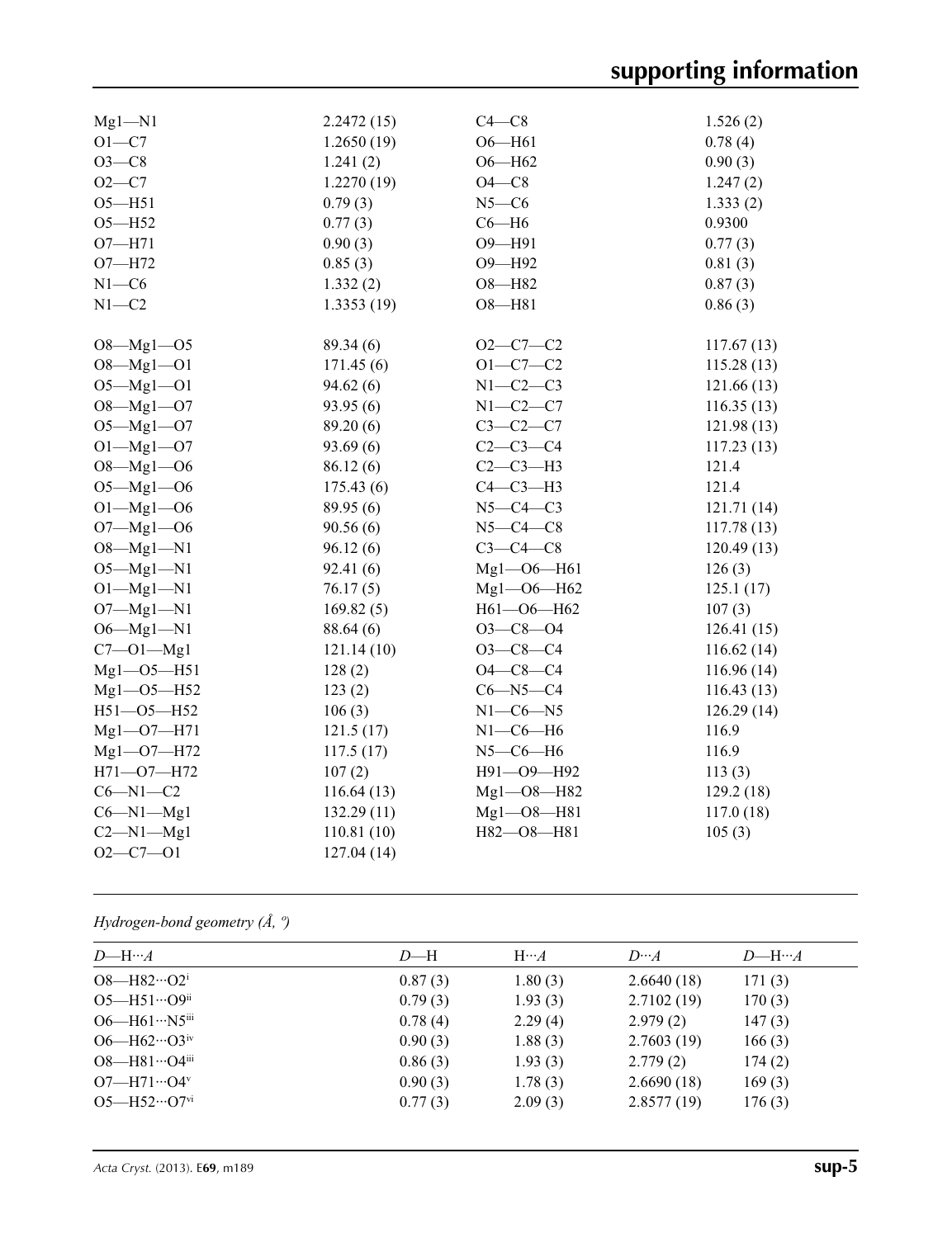| | | | |
|---|---|---|---|
| Mg1—N1 | 2.2472 (15) | C4—C8 | 1.526 (2) |
| O1—C7 | 1.2650 (19) | O6—H61 | 0.78 (4) |
| O3—C8 | 1.241 (2) | O6—H62 | 0.90 (3) |
| O2—C7 | 1.2270 (19) | O4—C8 | 1.247 (2) |
| O5—H51 | 0.79 (3) | N5—C6 | 1.333 (2) |
| O5—H52 | 0.77 (3) | C6—H6 | 0.9300 |
| O7—H71 | 0.90 (3) | O9—H91 | 0.77 (3) |
| O7—H72 | 0.85 (3) | O9—H92 | 0.81 (3) |
| N1—C6 | 1.332 (2) | O8—H82 | 0.87 (3) |
| N1—C2 | 1.3353 (19) | O8—H81 | 0.86 (3) |
| | | | |
| O8—Mg1—O5 | 89.34 (6) | O2—C7—C2 | 117.67 (13) |
| O8—Mg1—O1 | 171.45 (6) | O1—C7—C2 | 115.28 (13) |
| O5—Mg1—O1 | 94.62 (6) | N1—C2—C3 | 121.66 (13) |
| O8—Mg1—O7 | 93.95 (6) | N1—C2—C7 | 116.35 (13) |
| O5—Mg1—O7 | 89.20 (6) | C3—C2—C7 | 121.98 (13) |
| O1—Mg1—O7 | 93.69 (6) | C2—C3—C4 | 117.23 (13) |
| O8—Mg1—O6 | 86.12 (6) | C2—C3—H3 | 121.4 |
| O5—Mg1—O6 | 175.43 (6) | C4—C3—H3 | 121.4 |
| O1—Mg1—O6 | 89.95 (6) | N5—C4—C3 | 121.71 (14) |
| O7—Mg1—O6 | 90.56 (6) | N5—C4—C8 | 117.78 (13) |
| O8—Mg1—N1 | 96.12 (6) | C3—C4—C8 | 120.49 (13) |
| O5—Mg1—N1 | 92.41 (6) | Mg1—O6—H61 | 126 (3) |
| O1—Mg1—N1 | 76.17 (5) | Mg1—O6—H62 | 125.1 (17) |
| O7—Mg1—N1 | 169.82 (5) | H61—O6—H62 | 107 (3) |
| O6—Mg1—N1 | 88.64 (6) | O3—C8—O4 | 126.41 (15) |
| C7—O1—Mg1 | 121.14 (10) | O3—C8—C4 | 116.62 (14) |
| Mg1—O5—H51 | 128 (2) | O4—C8—C4 | 116.96 (14) |
| Mg1—O5—H52 | 123 (2) | C6—N5—C4 | 116.43 (13) |
| H51—O5—H52 | 106 (3) | N1—C6—N5 | 126.29 (14) |
| Mg1—O7—H71 | 121.5 (17) | N1—C6—H6 | 116.9 |
| Mg1—O7—H72 | 117.5 (17) | N5—C6—H6 | 116.9 |
| H71—O7—H72 | 107 (2) | H91—O9—H92 | 113 (3) |
| C6—N1—C2 | 116.64 (13) | Mg1—O8—H82 | 129.2 (18) |
| C6—N1—Mg1 | 132.29 (11) | Mg1—O8—H81 | 117.0 (18) |
| C2—N1—Mg1 | 110.81 (10) | H82—O8—H81 | 105 (3) |
| O2—C7—O1 | 127.04 (14) | | |

*Hydrogen-bond geometry (Å, º)*

| *D*—H···*A* | *D*—H | H···*A* | *D*···*A* | *D*—H···*A* |
|---|---|---|---|---|
| O8—H82···O2$^{i}$ | 0.87 (3) | 1.80 (3) | 2.6640 (18) | 171 (3) |
| O5—H51···O9$^{ii}$ | 0.79 (3) | 1.93 (3) | 2.7102 (19) | 170 (3) |
| O6—H61···N5$^{iii}$ | 0.78 (4) | 2.29 (4) | 2.979 (2) | 147 (3) |
| O6—H62···O3$^{iv}$ | 0.90 (3) | 1.88 (3) | 2.7603 (19) | 166 (3) |
| O8—H81···O4$^{iii}$ | 0.86 (3) | 1.93 (3) | 2.779 (2) | 174 (2) |
| O7—H71···O4$^{v}$ | 0.90 (3) | 1.78 (3) | 2.6690 (18) | 169 (3) |
| O5—H52···O7$^{vi}$ | 0.77 (3) | 2.09 (3) | 2.8577 (19) | 176 (3) |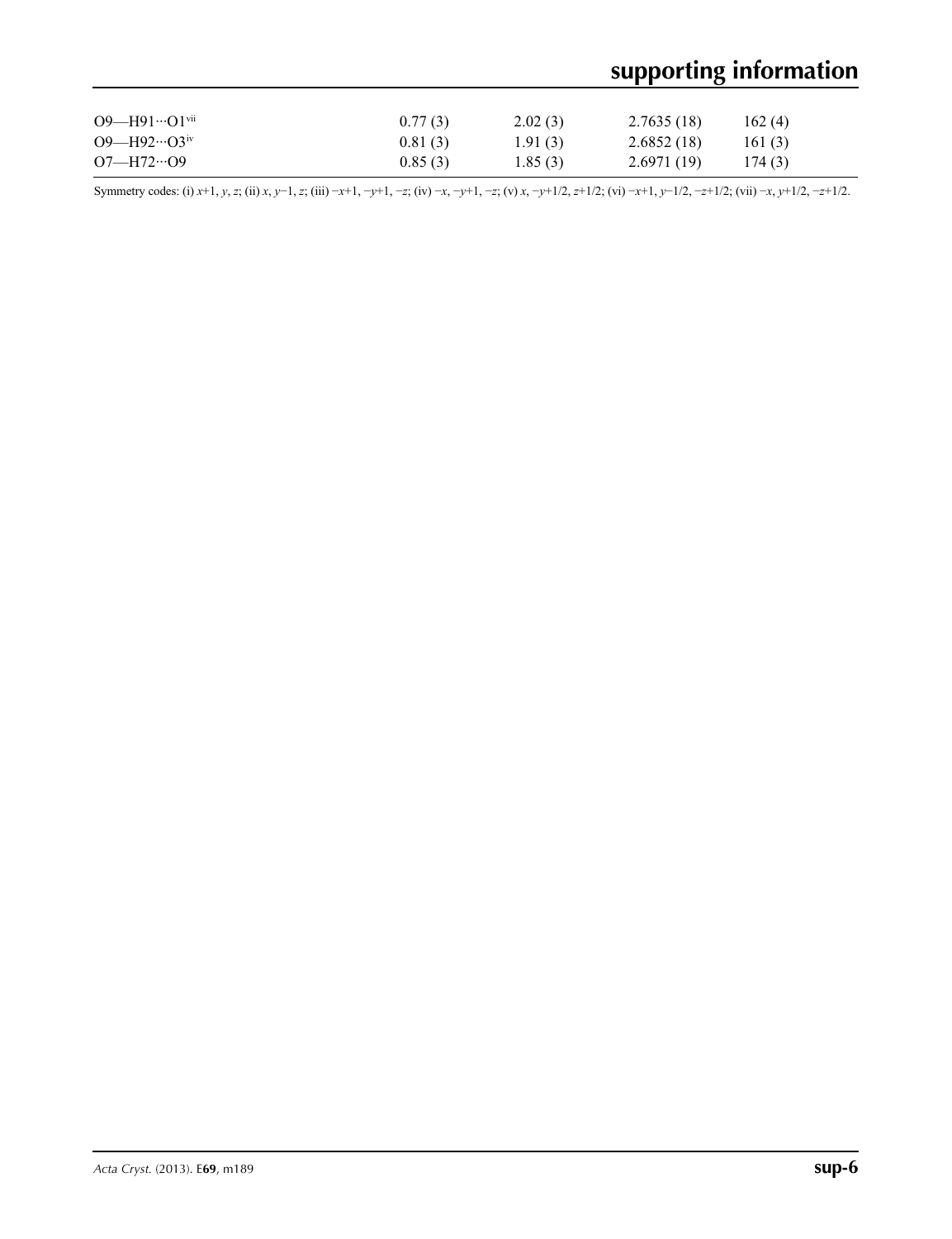| | | | | |
|---|---|---|---|---|
| O9—H91···O1[vii] | 0.77 (3) | 2.02 (3) | 2.7635 (18) | 162 (4) |
| O9—H92···O3[iv] | 0.81 (3) | 1.91 (3) | 2.6852 (18) | 161 (3) |
| O7—H72···O9 | 0.85 (3) | 1.85 (3) | 2.6971 (19) | 174 (3) |

Symmetry codes: (i) $x+1, y, z$; (ii) $x, y-1, z$; (iii) $-x+1, -y+1, -z$; (iv) $-x, -y+1, -z$; (v) $x, -y+1/2, z+1/2$; (vi) $-x+1, y-1/2, -z+1/2$; (vii) $-x, y+1/2, -z+1/2$.